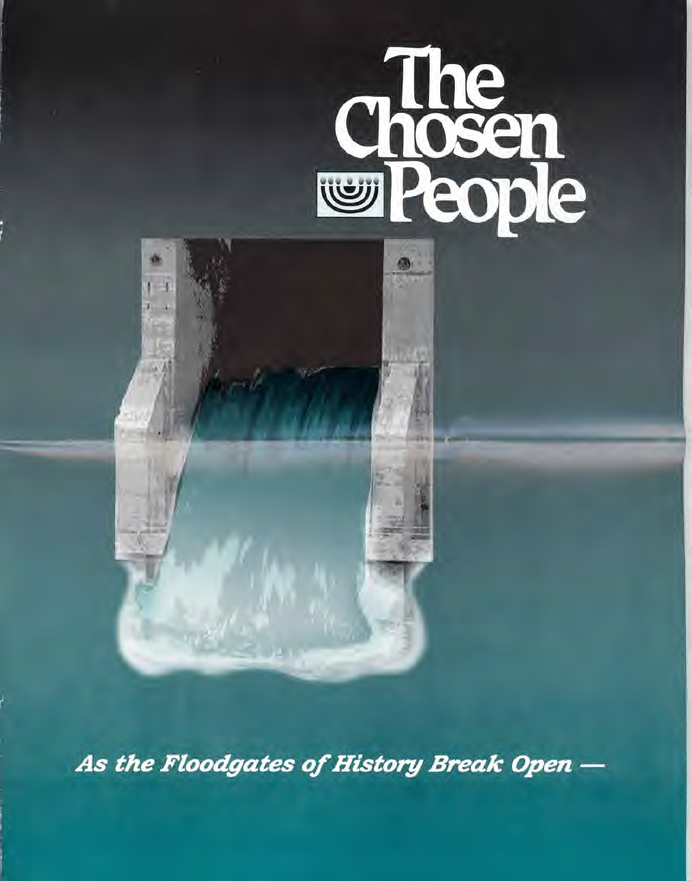# The Chosen People

*As the Floodgates of History Break Open —*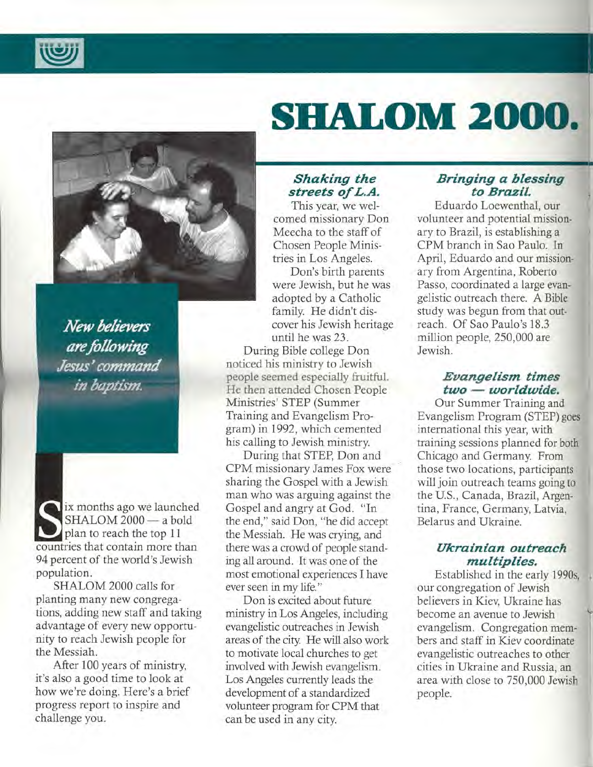# SHALOM 2000.

*New believers are following Jesus' command in baptism.*

Six months ago we launched SHALOM 2000 — a bold plan to reach the top 11 countries that contain more than 94 percent of the world's Jewish population.

SHALOM 2000 calls for planting many new congregations, adding new staff and taking advantage of every new opportunity to reach Jewish people for the Messiah.

After 100 years of ministry, it's also a good time to look at how we're doing. Here's a brief progress report to inspire and challenge you.

### *Shaking the streets of L.A.*

This year, we welcomed missionary Don Meecha to the staff of Chosen People Ministries in Los Angeles.

Don's birth parents were Jewish, but he was adopted by a Catholic family. He didn't discover his Jewish heritage until he was 23.

During Bible college Don noticed his ministry to Jewish people seemed especially fruitful. He then attended Chosen People Ministries' STEP (Summer Training and Evangelism Program) in 1992, which cemented his calling to Jewish ministry.

During that STEP, Don and CPM missionary James Fox were sharing the Gospel with a Jewish man who was arguing against the Gospel and angry at God. "In the end," said Don, "he did accept the Messiah. He was crying, and there was a crowd of people standing all around. It was one of the most emotional experiences I have ever seen in my life."

Don is excited about future ministry in Los Angeles, including evangelistic outreaches in Jewish areas of the city. He will also work to motivate local churches to get involved with Jewish evangelism. Los Angeles currently leads the development of a standardized volunteer program for CPM that can be used in any city.

### *Bringing a blessing to Brazil.*

Eduardo Loewenthal, our volunteer and potential missionary to Brazil, is establishing a CPM branch in Sao Paulo. In April, Eduardo and our missionary from Argentina, Roberto Passo, coordinated a large evangelistic outreach there. A Bible study was begun from that outreach. Of Sao Paulo's 18.3 million people, 250,000 are Jewish.

### *Evangelism times two — worldwide.*

Our Summer Training and Evangelism Program (STEP) goes international this year, with training sessions planned for both Chicago and Germany. From those two locations, participants will join outreach teams going to the U.S., Canada, Brazil, Argentina, France, Germany, Latvia, Belarus and Ukraine.

### *Ukrainian outreach multiplies.*

Established in the early 1990s, our congregation of Jewish believers in Kiev, Ukraine has become an avenue to Jewish evangelism. Congregation members and staff in Kiev coordinate evangelistic outreaches to other cities in Ukraine and Russia, an area with close to 750,000 Jewish people.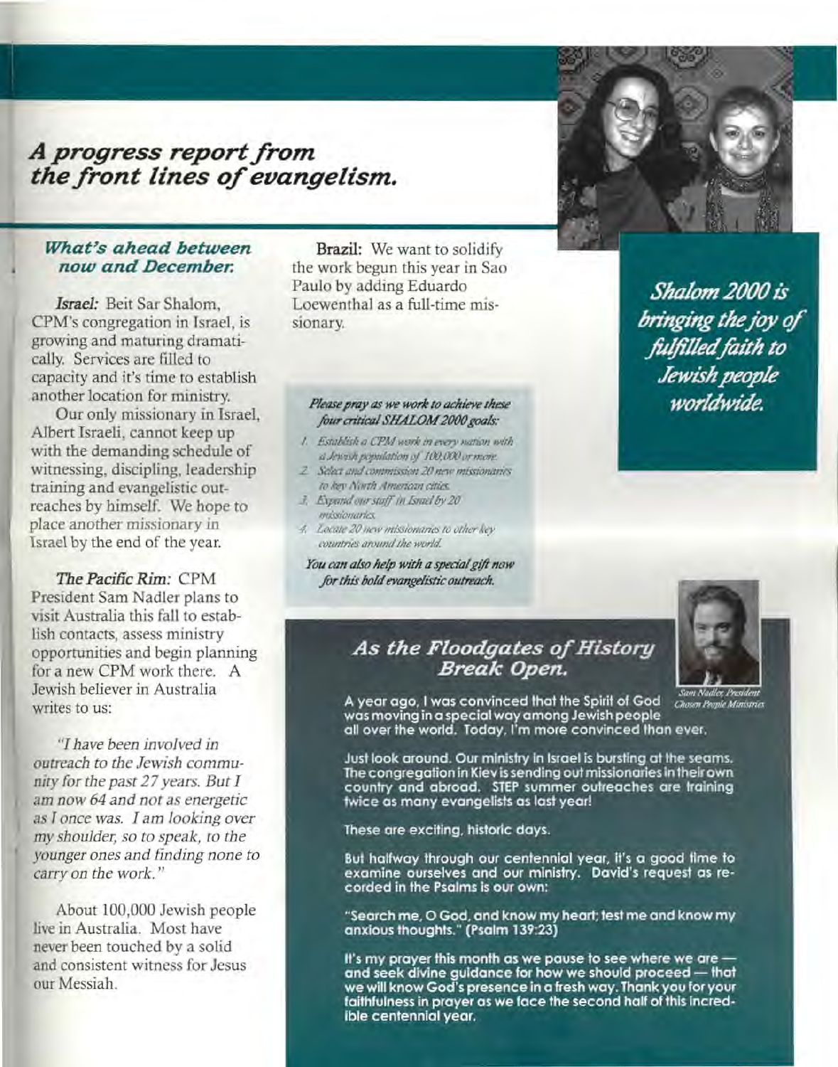## *A progress report from the front lines of evangelism.*

### *What's ahead between now and December.*

***Israel:*** Beit Sar Shalom, CPM's congregation in Israel, is growing and maturing dramatically. Services are filled to capacity and it's time to establish another location for ministry.

Our only missionary in Israel, Albert Israeli, cannot keep up with the demanding schedule of witnessing, discipling, leadership training and evangelistic outreaches by himself. We hope to place another missionary in Israel by the end of the year.

***The Pacific Rim:*** CPM President Sam Nadler plans to visit Australia this fall to establish contacts, assess ministry opportunities and begin planning for a new CPM work there. A Jewish believer in Australia writes to us:

*"I have been involved in outreach to the Jewish community for the past 27 years. But I am now 64 and not as energetic as I once was. I am looking over my shoulder, so to speak, to the younger ones and finding none to carry on the work."*

About 100,000 Jewish people live in Australia. Most have never been touched by a solid and consistent witness for Jesus our Messiah.

**Brazil:** We want to solidify the work begun this year in Sao Paulo by adding Eduardo Loewenthal as a full-time missionary.

***Please pray as we work to achieve these four critical SHALOM 2000 goals:***

1. *Establish a CPM work in every nation with a Jewish population of 100,000 or more.*
2. *Select and commission 20 new missionaries to key North American cities.*
3. *Expand our staff in Israel by 20 missionaries.*
4. *Locate 20 new missionaries to other key countries around the world.*

***You can also help with a special gift now for this bold evangelistic outreach.***

***Shalom 2000 is bringing the joy of fulfilled faith to Jewish people worldwide.***

### *As the Floodgates of History Break Open.*

*Sam Nadler, President Chosen People Ministries*

A year ago, I was convinced that the Spirit of God was moving in a special way among Jewish people all over the world. Today, I'm more convinced than ever.

Just look around. Our ministry in Israel is bursting at the seams. The congregation in Kiev is sending out missionaries in their own country and abroad. STEP summer outreaches are training twice as many evangelists as last year!

These are exciting, historic days.

But halfway through our centennial year, it's a good time to examine ourselves and our ministry. David's request as recorded in the Psalms is our own:

"Search me, O God, and know my heart; test me and know my anxious thoughts." (Psalm 139:23)

It's my prayer this month as we pause to see where we are — and seek divine guidance for how we should proceed — that we will know God's presence in a fresh way. Thank you for your faithfulness in prayer as we face the second half of this incredible centennial year.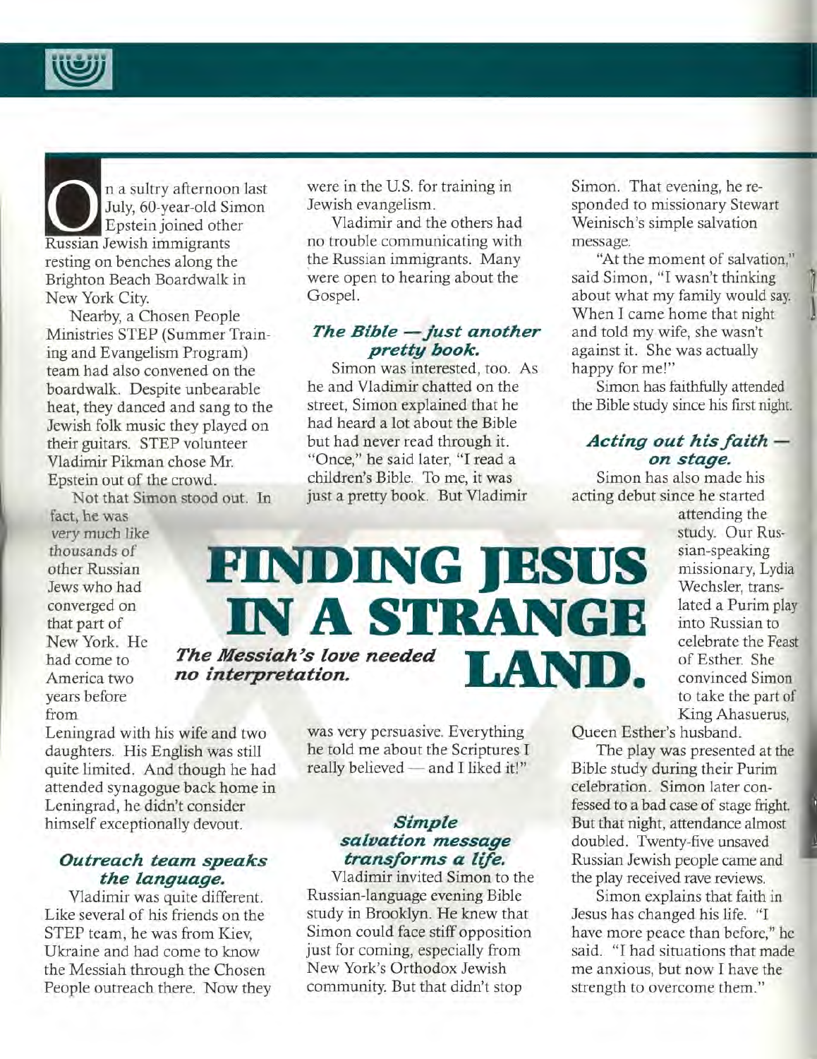# FINDING JESUS IN A STRANGE LAND.

*The Messiah's love needed no interpretation.*

On a sultry afternoon last July, 60-year-old Simon Epstein joined other Russian Jewish immigrants resting on benches along the Brighton Beach Boardwalk in New York City.

Nearby, a Chosen People Ministries STEP (Summer Training and Evangelism Program) team had also convened on the boardwalk. Despite unbearable heat, they danced and sang to the Jewish folk music they played on their guitars. STEP volunteer Vladimir Pikman chose Mr. Epstein out of the crowd.

Not that Simon stood out. In fact, he was very much like thousands of other Russian Jews who had converged on that part of New York. He had come to America two years before from Leningrad with his wife and two daughters. His English was still quite limited. And though he had attended synagogue back home in Leningrad, he didn't consider himself exceptionally devout.

### *Outreach team speaks the language.*

Vladimir was quite different. Like several of his friends on the STEP team, he was from Kiev, Ukraine and had come to know the Messiah through the Chosen People outreach there. Now they were in the U.S. for training in Jewish evangelism.

Vladimir and the others had no trouble communicating with the Russian immigrants. Many were open to hearing about the Gospel.

### *The Bible — just another pretty book.*

Simon was interested, too. As he and Vladimir chatted on the street, Simon explained that he had heard a lot about the Bible but had never read through it. "Once," he said later, "I read a children's Bible. To me, it was just a pretty book. But Vladimir was very persuasive. Everything he told me about the Scriptures I really believed — and I liked it!"

### *Simple salvation message transforms a life.*

Vladimir invited Simon to the Russian-language evening Bible study in Brooklyn. He knew that Simon could face stiff opposition just for coming, especially from New York's Orthodox Jewish community. But that didn't stop Simon. That evening, he responded to missionary Stewart Weinisch's simple salvation message.

"At the moment of salvation," said Simon, "I wasn't thinking about what my family would say. When I came home that night and told my wife, she wasn't against it. She was actually happy for me!"

Simon has faithfully attended the Bible study since his first night.

### *Acting out his faith — on stage.*

Simon has also made his acting debut since he started attending the study. Our Russian-speaking missionary, Lydia Wechsler, translated a Purim play into Russian to celebrate the Feast of Esther. She convinced Simon to take the part of King Ahasuerus, Queen Esther's husband.

The play was presented at the Bible study during their Purim celebration. Simon later confessed to a bad case of stage fright. But that night, attendance almost doubled. Twenty-five unsaved Russian Jewish people came and the play received rave reviews.

Simon explains that faith in Jesus has changed his life. "I have more peace than before," he said. "I had situations that made me anxious, but now I have the strength to overcome them."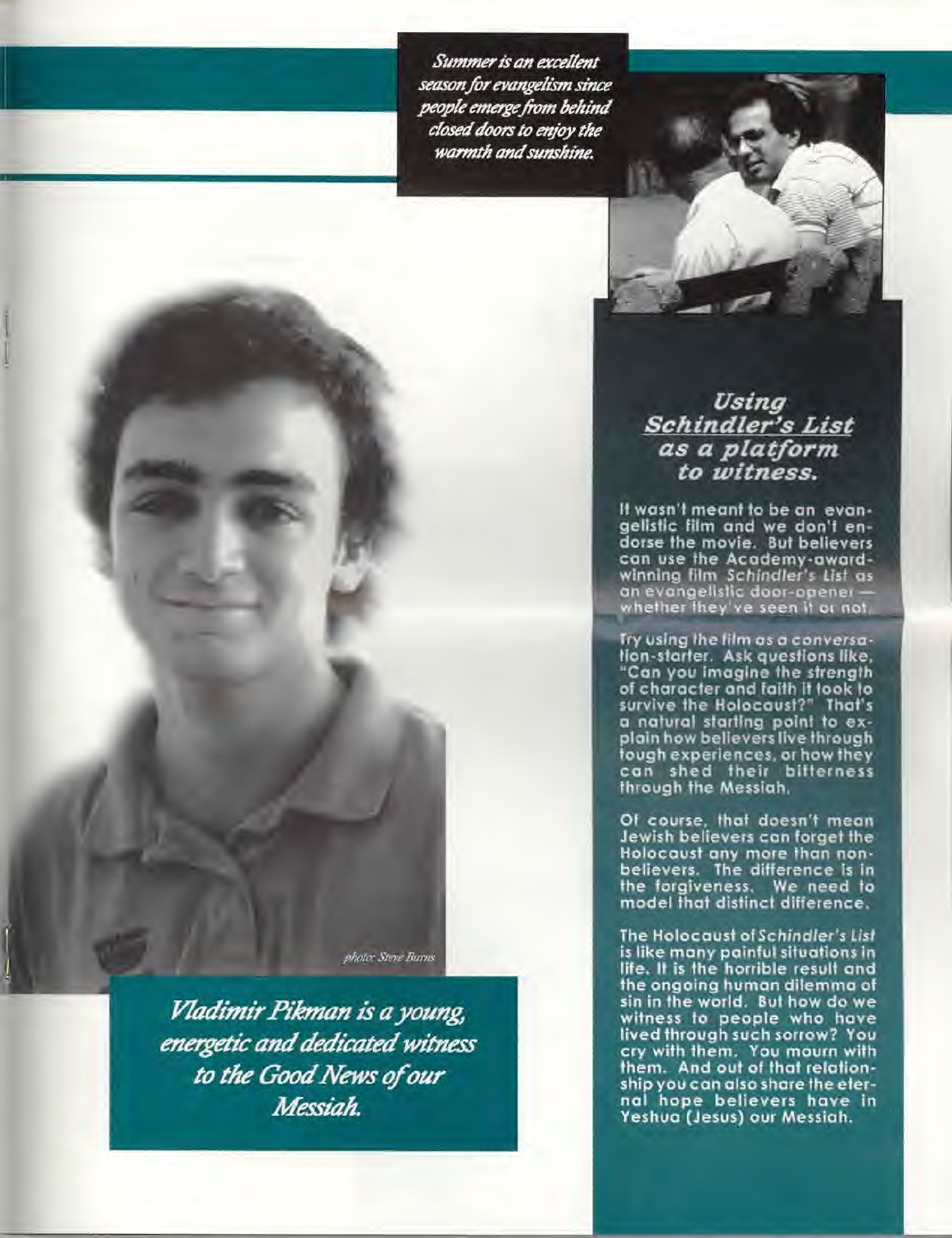*Summer is an excellent season for evangelism since people emerge from behind closed doors to enjoy the warmth and sunshine.*

photo: Steve Burns

*Vladimir Pikman is a young, energetic and dedicated witness to the Good News of our Messiah.*

## *Using Schindler's List as a platform to witness.*

It wasn't meant to be an evangelistic film and we don't endorse the movie. But believers can use the Academy-award-winning film *Schindler's List* as an evangelistic door-opener — whether they've seen it or not.

Try using the film as a conversation-starter. Ask questions like, "Can you imagine the strength of character and faith it took to survive the Holocaust?" That's a natural starting point to explain how believers live through tough experiences, or how they can shed their bitterness through the Messiah.

Of course, that doesn't mean Jewish believers can forget the Holocaust any more than nonbelievers. The difference is in the forgiveness. We need to model that distinct difference.

The Holocaust of *Schindler's List* is like many painful situations in life. It is the horrible result and the ongoing human dilemma of sin in the world. But how do we witness to people who have lived through such sorrow? You cry with them. You mourn with them. And out of that relationship you can also share the eternal hope believers have in Yeshua (Jesus) our Messiah.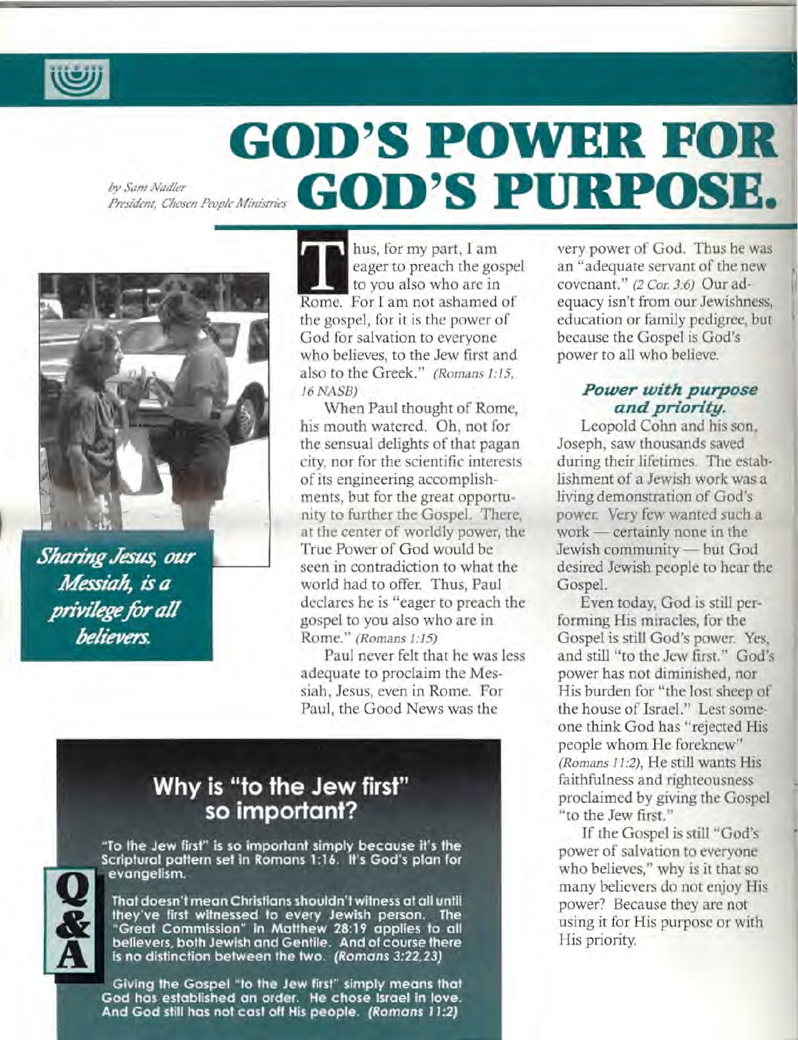# GOD'S POWER FOR GOD'S PURPOSE.

*by Sam Nadler*
*President, Chosen People Ministries*

*Sharing Jesus, our Messiah, is a privilege for all believers.*

Thus, for my part, I am eager to preach the gospel to you also who are in Rome. For I am not ashamed of the gospel, for it is the power of God for salvation to everyone who believes, to the Jew first and also to the Greek." *(Romans 1:15, 16 NASB)*

When Paul thought of Rome, his mouth watered. Oh, not for the sensual delights of that pagan city, nor for the scientific interests of its engineering accomplishments, but for the great opportunity to further the Gospel. There, at the center of worldly power, the True Power of God would be seen in contradiction to what the world had to offer. Thus, Paul declares he is "eager to preach the gospel to you also who are in Rome." *(Romans 1:15)*

Paul never felt that he was less adequate to proclaim the Messiah, Jesus, even in Rome. For Paul, the Good News was the very power of God. Thus he was an "adequate servant of the new covenant." *(2 Cor. 3:6)* Our adequacy isn't from our Jewishness, education or family pedigree, but because the Gospel is God's power to all who believe.

### *Power with purpose and priority.*

Leopold Cohn and his son, Joseph, saw thousands saved during their lifetimes. The establishment of a Jewish work was a living demonstration of God's power. Very few wanted such a work — certainly none in the Jewish community — but God desired Jewish people to hear the Gospel.

Even today, God is still performing His miracles, for the Gospel is still God's power. Yes, and still "to the Jew first." God's power has not diminished, nor His burden for "the lost sheep of the house of Israel." Lest someone think God has "rejected His people whom He foreknew" *(Romans 11:2)*, He still wants His faithfulness and righteousness proclaimed by giving the Gospel "to the Jew first."

If the Gospel is still "God's power of salvation to everyone who believes," why is it that so many believers do not enjoy His power? Because they are not using it for His purpose or with His priority.

## Why is "to the Jew first" so important?

**Q&A**

"To the Jew first" is so important simply because it's the Scriptural pattern set in Romans 1:16. It's God's plan for evangelism.

That doesn't mean Christians shouldn't witness at all until they've first witnessed to every Jewish person. The "Great Commission" in Matthew 28:19 applies to all believers, both Jewish and Gentile. And of course there is no distinction between the two. *(Romans 3:22,23)*

Giving the Gospel "to the Jew first" simply means that God has established an order. He chose Israel in love. And God still has not cast off His people. *(Romans 11:2)*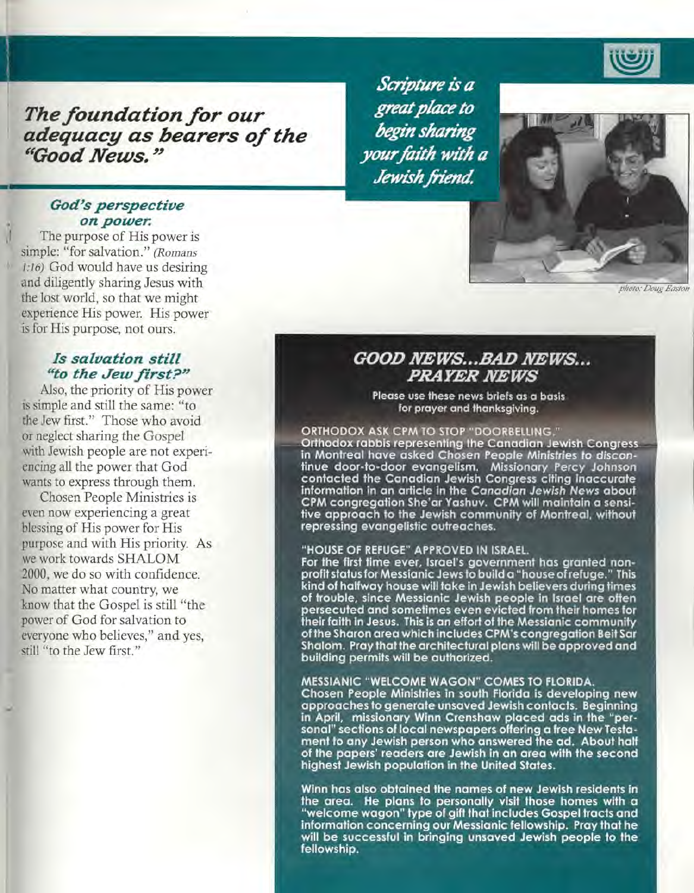## *The foundation for our adequacy as bearers of the "Good News."*

### *God's perspective on power.*

The purpose of His power is simple: "for salvation." *(Romans 1:16)* God would have us desiring and diligently sharing Jesus with the lost world, so that we might experience His power. His power is for His purpose, not ours.

### *Is salvation still "to the Jew first?"*

Also, the priority of His power is simple and still the same: "to the Jew first." Those who avoid or neglect sharing the Gospel with Jewish people are not experiencing all the power that God wants to express through them.

Chosen People Ministries is even now experiencing a great blessing of His power for His purpose and with His priority. As we work towards SHALOM 2000, we do so with confidence. No matter what country, we know that the Gospel is still "the power of God for salvation to everyone who believes," and yes, still "to the Jew first."

*Scripture is a great place to begin sharing your faith with a Jewish friend.*

*photo: Doug Easton*

## *GOOD NEWS...BAD NEWS... PRAYER NEWS*

Please use these news briefs as a basis for prayer and thanksgiving.

**ORTHODOX ASK CPM TO STOP "DOORBELLING."**
Orthodox rabbis representing the Canadian Jewish Congress in Montreal have asked Chosen People Ministries to discontinue door-to-door evangelism. Missionary Percy Johnson contacted the Canadian Jewish Congress citing inaccurate information in an article in the *Canadian Jewish News* about CPM congregation She'ar Yashuv. CPM will maintain a sensitive approach to the Jewish community of Montreal, without repressing evangelistic outreaches.

**"HOUSE OF REFUGE" APPROVED IN ISRAEL.**
For the first time ever, Israel's government has granted non-profit status for Messianic Jews to build a "house of refuge." This kind of halfway house will take in Jewish believers during times of trouble, since Messianic Jewish people in Israel are often persecuted and sometimes even evicted from their homes for their faith in Jesus. This is an effort of the Messianic community of the Sharon area which includes CPM's congregation Beit Sar Shalom. Pray that the architectural plans will be approved and building permits will be authorized.

**MESSIANIC "WELCOME WAGON" COMES TO FLORIDA.**
Chosen People Ministries in south Florida is developing new approaches to generate unsaved Jewish contacts. Beginning in April, missionary Winn Crenshaw placed ads in the "personal" sections of local newspapers offering a free New Testament to any Jewish person who answered the ad. About half of the papers' readers are Jewish in an area with the second highest Jewish population in the United States.

Winn has also obtained the names of new Jewish residents in the area. He plans to personally visit those homes with a "welcome wagon" type of gift that includes Gospel tracts and information concerning our Messianic fellowship. Pray that he will be successful in bringing unsaved Jewish people to the fellowship.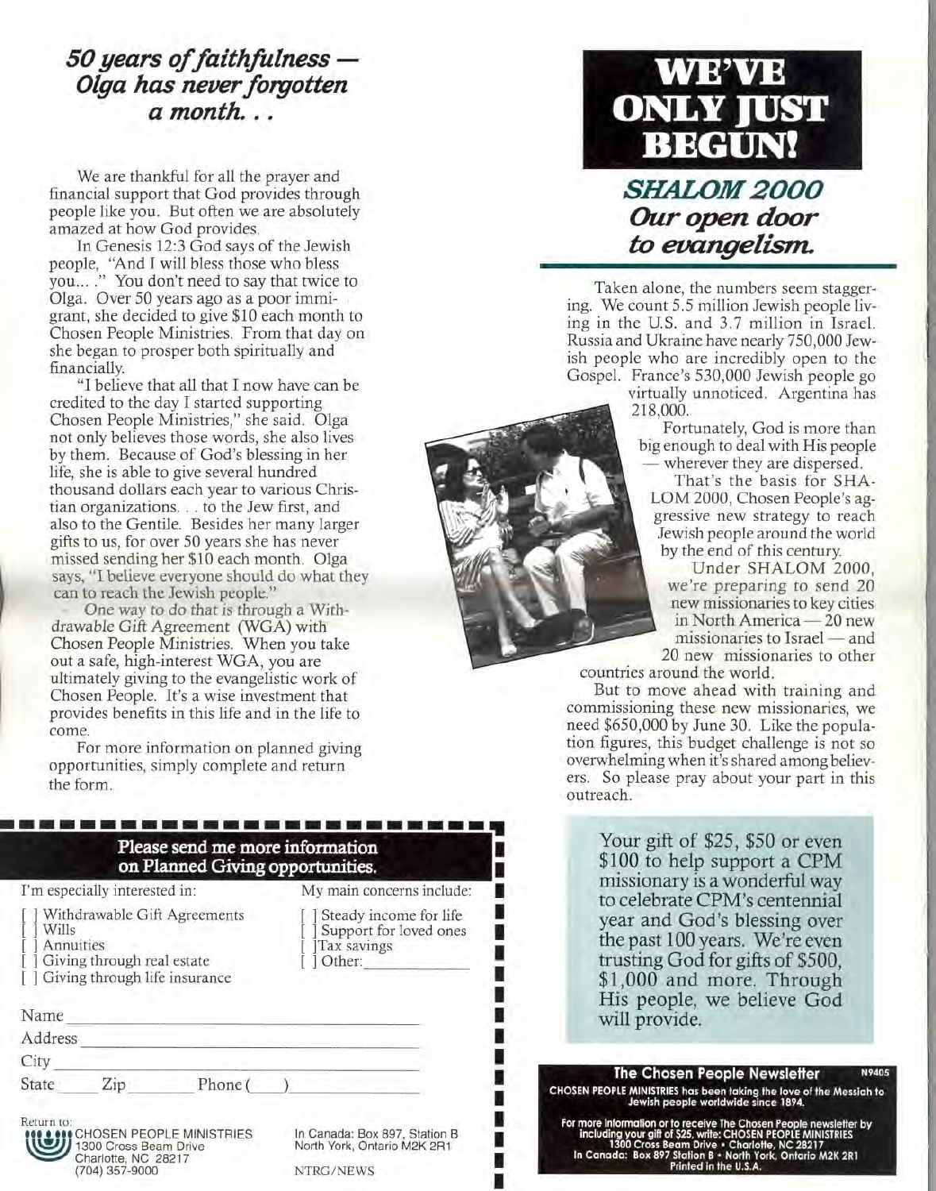## *50 years of faithfulness — Olga has never forgotten a month. . .*

We are thankful for all the prayer and financial support that God provides through people like you. But often we are absolutely amazed at how God provides.

In Genesis 12:3 God says of the Jewish people, "And I will bless those who bless you... ." You don't need to say that twice to Olga. Over 50 years ago as a poor immigrant, she decided to give $10 each month to Chosen People Ministries. From that day on she began to prosper both spiritually and financially.

"I believe that all that I now have can be credited to the day I started supporting Chosen People Ministries," she said. Olga not only believes those words, she also lives by them. Because of God's blessing in her life, she is able to give several hundred thousand dollars each year to various Christian organizations. . . to the Jew first, and also to the Gentile. Besides her many larger gifts to us, for over 50 years she has never missed sending her $10 each month. Olga says, "I believe everyone should do what they can to reach the Jewish people."

One way to do that is through a Withdrawable Gift Agreement (WGA) with Chosen People Ministries. When you take out a safe, high-interest WGA, you are ultimately giving to the evangelistic work of Chosen People. It's a wise investment that provides benefits in this life and in the life to come.

For more information on planned giving opportunities, simply complete and return the form.

**Please send me more information on Planned Giving opportunities.**

I'm especially interested in:

[ ] Withdrawable Gift Agreements
[ ] Wills
[ ] Annuities
[ ] Giving through real estate
[ ] Giving through life insurance

My main concerns include:

[ ] Steady income for life
[ ] Support for loved ones
[ ]Tax savings
[ ] Other:______________

Name ______________________________

Address ____________________________

City _______________________________

State _____ Zip _______ Phone (____) __________

Return to:
CHOSEN PEOPLE MINISTRIES
1300 Cross Beam Drive
Charlotte, NC 28217
(704) 357-9000

In Canada: Box 897, Station B
North York, Ontario M2K 2R1

NTRG/NEWS

# WE'VE ONLY JUST BEGUN!

## *SHALOM 2000 Our open door to evangelism.*

Taken alone, the numbers seem staggering. We count 5.5 million Jewish people living in the U.S. and 3.7 million in Israel. Russia and Ukraine have nearly 750,000 Jewish people who are incredibly open to the Gospel. France's 530,000 Jewish people go virtually unnoticed. Argentina has 218,000.

Fortunately, God is more than big enough to deal with His people — wherever they are dispersed.

That's the basis for SHALOM 2000, Chosen People's aggressive new strategy to reach Jewish people around the world by the end of this century.

Under SHALOM 2000, we're preparing to send 20 new missionaries to key cities in North America — 20 new missionaries to Israel — and 20 new missionaries to other countries around the world.

But to move ahead with training and commissioning these new missionaries, we need $650,000 by June 30. Like the population figures, this budget challenge is not so overwhelming when it's shared among believers. So please pray about your part in this outreach.

Your gift of $25, $50 or even $100 to help support a CPM missionary is a wonderful way to celebrate CPM's centennial year and God's blessing over the past 100 years. We're even trusting God for gifts of $500, $1,000 and more. Through His people, we believe God will provide.

**The Chosen People Newsletter** N9405

**CHOSEN PEOPLE MINISTRIES has been taking the love of the Messiah to Jewish people worldwide since 1894.**

**For more information or to receive The Chosen People newsletter by including your gift of $25, write: CHOSEN PEOPLE MINISTRIES 1300 Cross Beam Drive • Charlotte, NC 28217 In Canada: Box 897 Station B • North York, Ontario M2K 2R1 Printed in the U.S.A.**